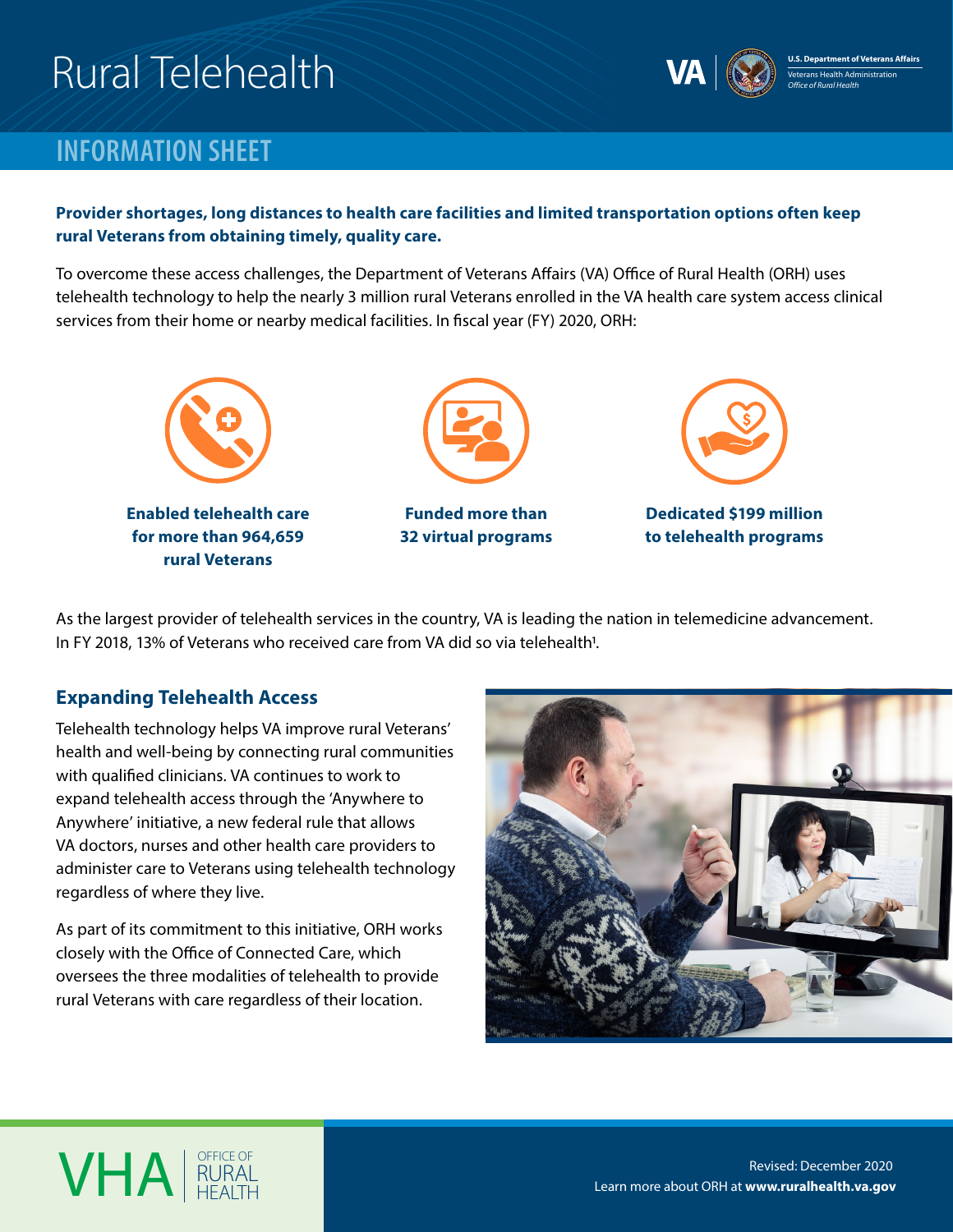# Rural Telehealth

U.S. Department of Veterans Affairs
Veterans Health Administration
*Office of Rural Health*

## INFORMATION SHEET

**Provider shortages, long distances to health care facilities and limited transportation options often keep rural Veterans from obtaining timely, quality care.**

To overcome these access challenges, the Department of Veterans Affairs (VA) Office of Rural Health (ORH) uses telehealth technology to help the nearly 3 million rural Veterans enrolled in the VA health care system access clinical services from their home or nearby medical facilities. In fiscal year (FY) 2020, ORH:

- **Enabled telehealth care for more than 964,659 rural Veterans**
- **Funded more than 32 virtual programs**
- **Dedicated $199 million to telehealth programs**

As the largest provider of telehealth services in the country, VA is leading the nation in telemedicine advancement. In FY 2018, 13% of Veterans who received care from VA did so via telehealth[1].

### Expanding Telehealth Access

Telehealth technology helps VA improve rural Veterans' health and well-being by connecting rural communities with qualified clinicians. VA continues to work to expand telehealth access through the 'Anywhere to Anywhere' initiative, a new federal rule that allows VA doctors, nurses and other health care providers to administer care to Veterans using telehealth technology regardless of where they live.

As part of its commitment to this initiative, ORH works closely with the Office of Connected Care, which oversees the three modalities of telehealth to provide rural Veterans with care regardless of their location.

VHA | OFFICE OF RURAL HEALTH

Revised: December 2020
Learn more about ORH at **www.ruralhealth.va.gov**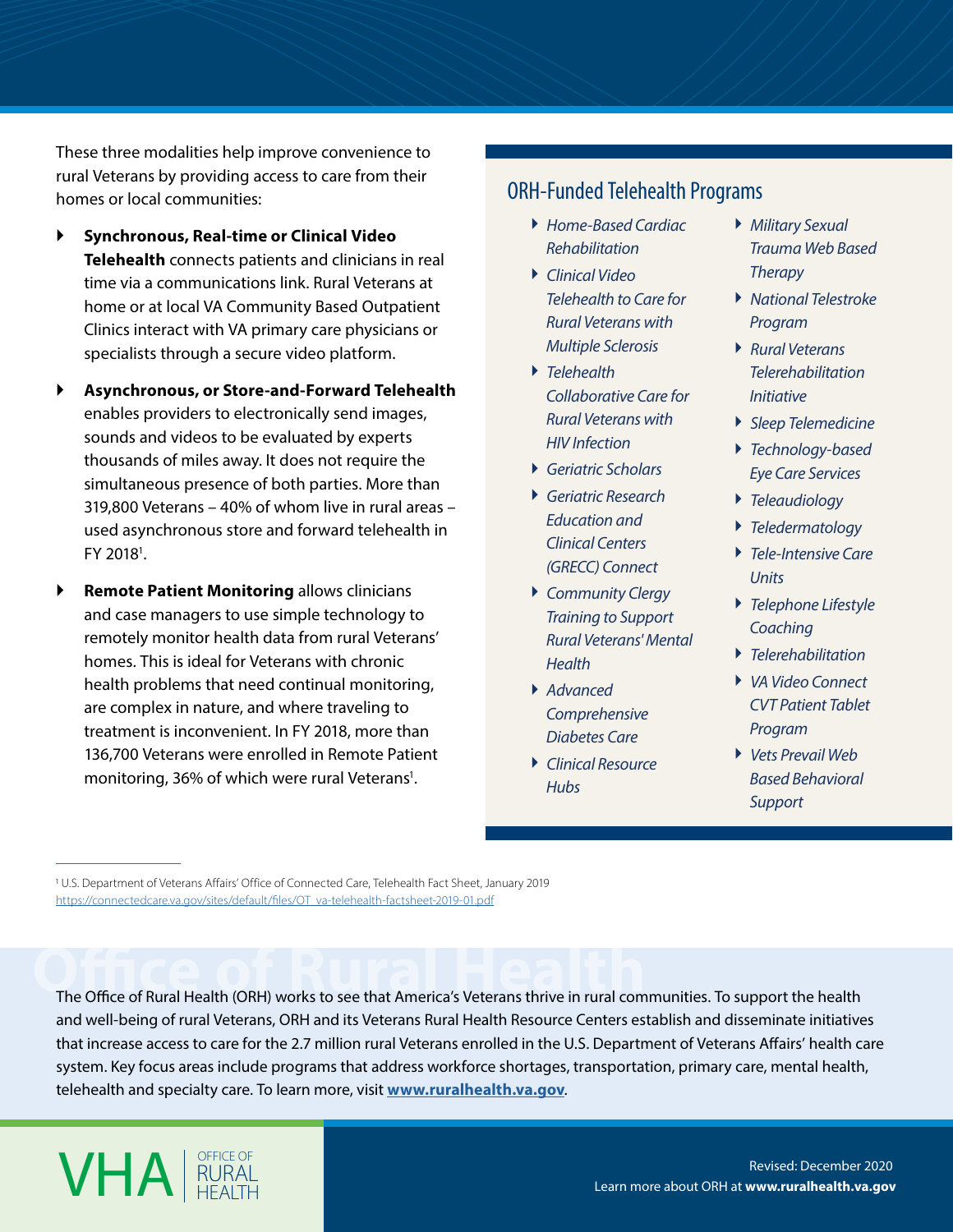These three modalities help improve convenience to rural Veterans by providing access to care from their homes or local communities:

- **Synchronous, Real-time or Clinical Video Telehealth** connects patients and clinicians in real time via a communications link. Rural Veterans at home or at local VA Community Based Outpatient Clinics interact with VA primary care physicians or specialists through a secure video platform.
- **Asynchronous, or Store-and-Forward Telehealth** enables providers to electronically send images, sounds and videos to be evaluated by experts thousands of miles away. It does not require the simultaneous presence of both parties. More than 319,800 Veterans – 40% of whom live in rural areas – used asynchronous store and forward telehealth in FY 2018[1].
- **Remote Patient Monitoring** allows clinicians and case managers to use simple technology to remotely monitor health data from rural Veterans' homes. This is ideal for Veterans with chronic health problems that need continual monitoring, are complex in nature, and where traveling to treatment is inconvenient. In FY 2018, more than 136,700 Veterans were enrolled in Remote Patient monitoring, 36% of which were rural Veterans[1].

## ORH-Funded Telehealth Programs

- *Home-Based Cardiac Rehabilitation*
- *Clinical Video Telehealth to Care for Rural Veterans with Multiple Sclerosis*
- *Telehealth Collaborative Care for Rural Veterans with HIV Infection*
- *Geriatric Scholars*
- *Geriatric Research Education and Clinical Centers (GRECC) Connect*
- *Community Clergy Training to Support Rural Veterans' Mental Health*
- *Advanced Comprehensive Diabetes Care*
- *Clinical Resource Hubs*
- *Military Sexual Trauma Web Based Therapy*
- *National Telestroke Program*
- *Rural Veterans Telerehabilitation Initiative*
- *Sleep Telemedicine*
- *Technology-based Eye Care Services*
- *Teleaudiology*
- *Teledermatology*
- *Tele-Intensive Care Units*
- *Telephone Lifestyle Coaching*
- *Telerehabilitation*
- *VA Video Connect CVT Patient Tablet Program*
- *Vets Prevail Web Based Behavioral Support*

[1] U.S. Department of Veterans Affairs' Office of Connected Care, Telehealth Fact Sheet, January 2019 https://connectedcare.va.gov/sites/default/files/OT_va-telehealth-factsheet-2019-01.pdf

## Office of Rural Health

The Office of Rural Health (ORH) works to see that America's Veterans thrive in rural communities. To support the health and well-being of rural Veterans, ORH and its Veterans Rural Health Resource Centers establish and disseminate initiatives that increase access to care for the 2.7 million rural Veterans enrolled in the U.S. Department of Veterans Affairs' health care system. Key focus areas include programs that address workforce shortages, transportation, primary care, mental health, telehealth and specialty care. To learn more, visit **www.ruralhealth.va.gov**.

VHA | OFFICE OF RURAL HEALTH

Revised: December 2020
Learn more about ORH at **www.ruralhealth.va.gov**